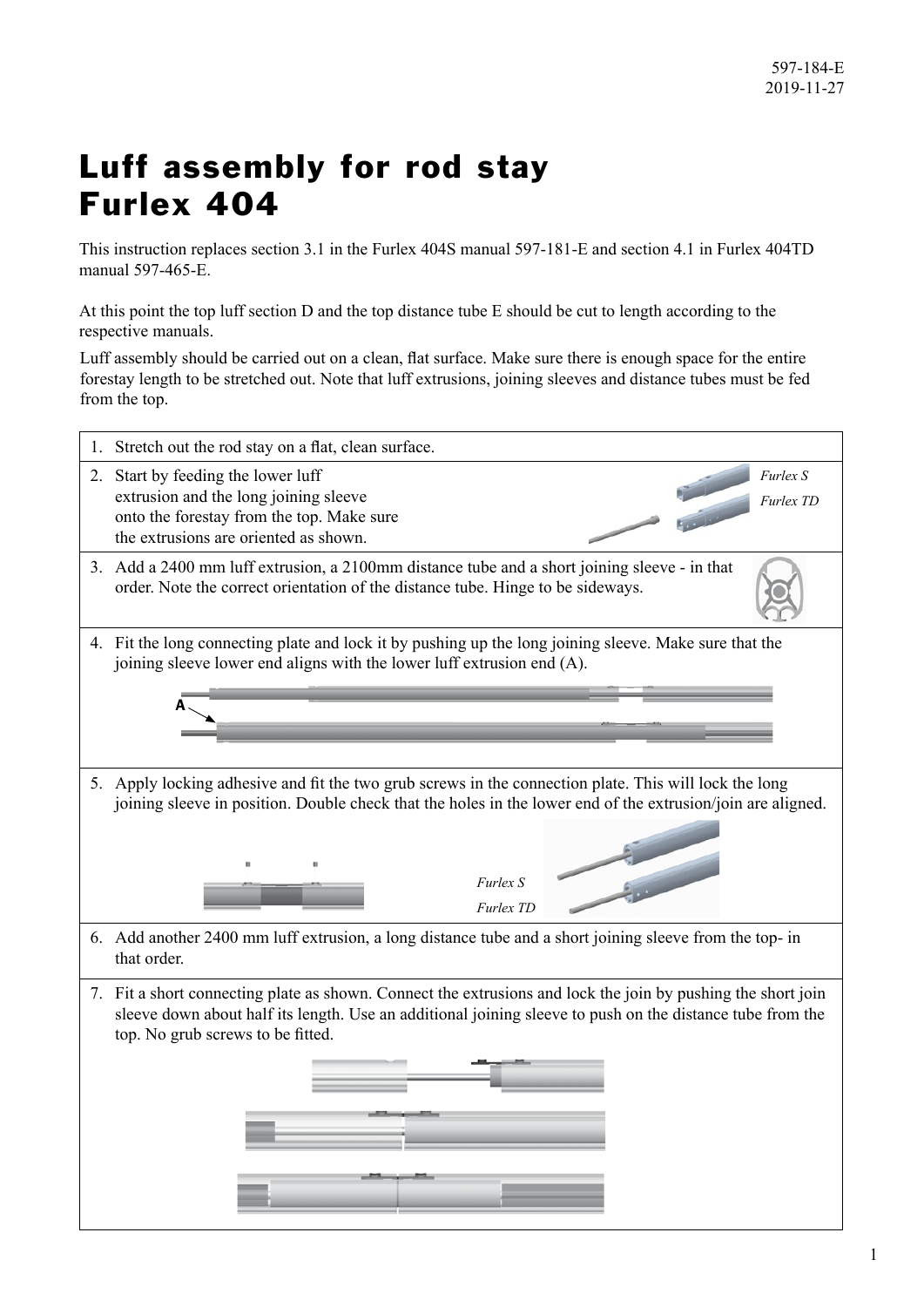597-184-E
2019-11-27

# Luff assembly for rod stay Furlex 404

This instruction replaces section 3.1 in the Furlex 404S manual 597-181-E and section 4.1 in Furlex 404TD manual 597-465-E.

At this point the top luff section D and the top distance tube E should be cut to length according to the respective manuals.

Luff assembly should be carried out on a clean, flat surface. Make sure there is enough space for the entire forestay length to be stretched out. Note that luff extrusions, joining sleeves and distance tubes must be fed from the top.

1. Stretch out the rod stay on a flat, clean surface.
2. Start by feeding the lower luff extrusion and the long joining sleeve onto the forestay from the top. Make sure the extrusions are oriented as shown.

   *Furlex S*

   *Furlex TD*
3. Add a 2400 mm luff extrusion, a 2100mm distance tube and a short joining sleeve - in that order. Note the correct orientation of the distance tube. Hinge to be sideways.
4. Fit the long connecting plate and lock it by pushing up the long joining sleeve. Make sure that the joining sleeve lower end aligns with the lower luff extrusion end (A).

   A
5. Apply locking adhesive and fit the two grub screws in the connection plate. This will lock the long joining sleeve in position. Double check that the holes in the lower end of the extrusion/join are aligned.

   *Furlex S*

   *Furlex TD*
6. Add another 2400 mm luff extrusion, a long distance tube and a short joining sleeve from the top- in that order.
7. Fit a short connecting plate as shown. Connect the extrusions and lock the join by pushing the short join sleeve down about half its length. Use an additional joining sleeve to push on the distance tube from the top. No grub screws to be fitted.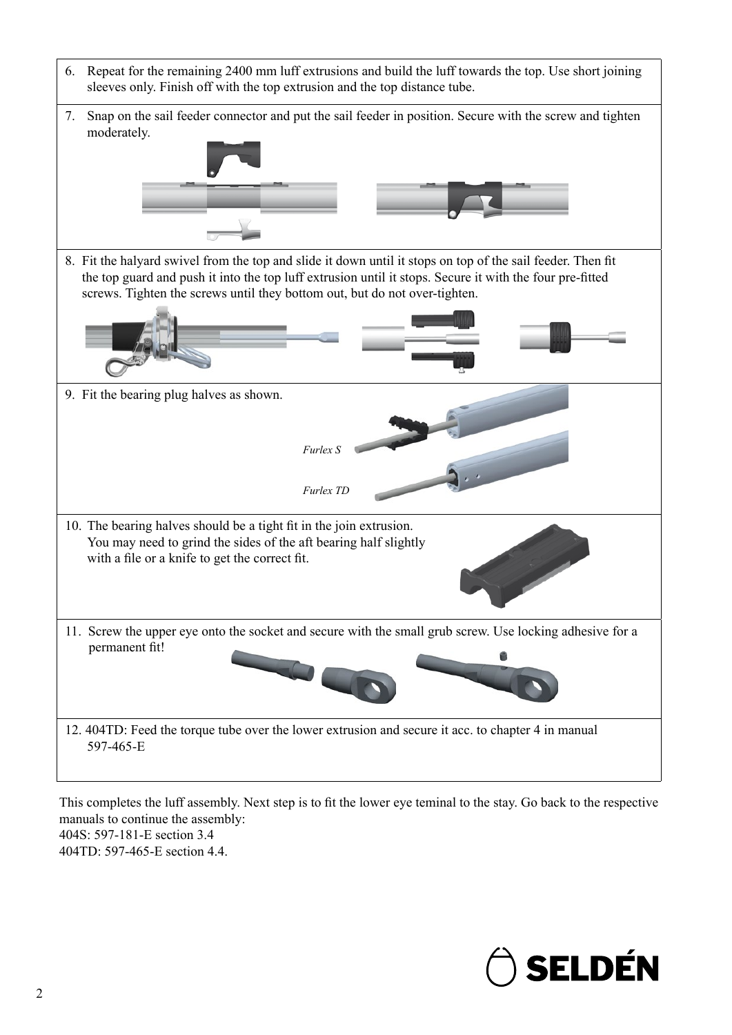6. Repeat for the remaining 2400 mm luff extrusions and build the luff towards the top. Use short joining sleeves only. Finish off with the top extrusion and the top distance tube.

7. Snap on the sail feeder connector and put the sail feeder in position. Secure with the screw and tighten moderately.

8. Fit the halyard swivel from the top and slide it down until it stops on top of the sail feeder. Then fit the top guard and push it into the top luff extrusion until it stops. Secure it with the four pre-fitted screws. Tighten the screws until they bottom out, but do not over-tighten.

9. Fit the bearing plug halves as shown.

*Furlex S*

*Furlex TD*

10. The bearing halves should be a tight fit in the join extrusion. You may need to grind the sides of the aft bearing half slightly with a file or a knife to get the correct fit.

11. Screw the upper eye onto the socket and secure with the small grub screw. Use locking adhesive for a permanent fit!

12. 404TD: Feed the torque tube over the lower extrusion and secure it acc. to chapter 4 in manual 597-465-E

This completes the luff assembly. Next step is to fit the lower eye teminal to the stay. Go back to the respective manuals to continue the assembly:
404S: 597-181-E section 3.4
404TD: 597-465-E section 4.4.